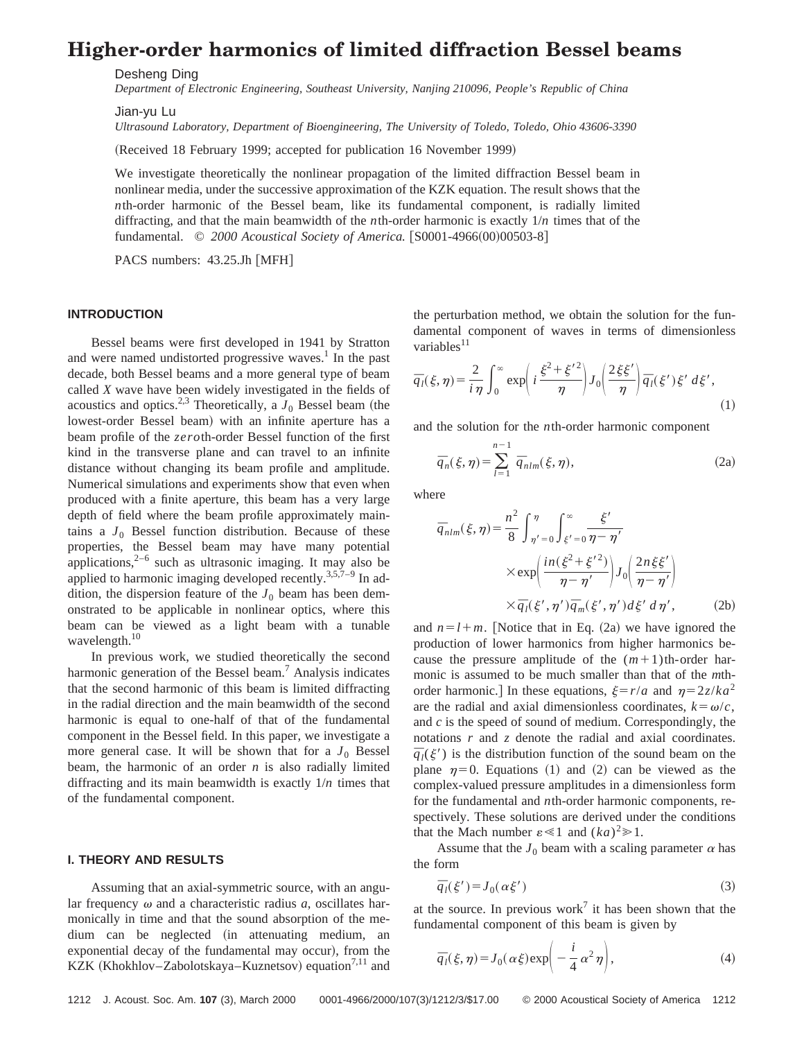# Higher-order harmonics of limited diffraction Bessel beams

Desheng Ding

*Department of Electronic Engineering, Southeast University, Nanjing 210096, People's Republic of China*

Jian-yu Lu

*Ultrasound Laboratory, Department of Bioengineering, The University of Toledo, Toledo, Ohio 43606-3390*

(Received 18 February 1999; accepted for publication 16 November 1999)

We investigate theoretically the nonlinear propagation of the limited diffraction Bessel beam in nonlinear media, under the successive approximation of the KZK equation. The result shows that the $n$th-order harmonic of the Bessel beam, like its fundamental component, is radially limited diffracting, and that the main beamwidth of the $n$th-order harmonic is exactly $1/n$ times that of the fundamental. © *2000 Acoustical Society of America.* [S0001-4966(00)00503-8]

PACS numbers: 43.25.Jh [MFH]

## INTRODUCTION

Bessel beams were first developed in 1941 by Stratton and were named undistorted progressive waves.[1] In the past decade, both Bessel beams and a more general type of beam called *X* wave have been widely investigated in the fields of acoustics and optics.[2,3] Theoretically, a $J_0$ Bessel beam (the lowest-order Bessel beam) with an infinite aperture has a beam profile of the *zero*th-order Bessel function of the first kind in the transverse plane and can travel to an infinite distance without changing its beam profile and amplitude. Numerical simulations and experiments show that even when produced with a finite aperture, this beam has a very large depth of field where the beam profile approximately maintains a $J_0$ Bessel function distribution. Because of these properties, the Bessel beam may have many potential applications,[2–6] such as ultrasonic imaging. It may also be applied to harmonic imaging developed recently.[3,5,7–9] In addition, the dispersion feature of the $J_0$ beam has been demonstrated to be applicable in nonlinear optics, where this beam can be viewed as a light beam with a tunable wavelength.[10]

In previous work, we studied theoretically the second harmonic generation of the Bessel beam.[7] Analysis indicates that the second harmonic of this beam is limited diffracting in the radial direction and the main beamwidth of the second harmonic is equal to one-half of that of the fundamental component in the Bessel field. In this paper, we investigate a more general case. It will be shown that for a $J_0$ Bessel beam, the harmonic of an order $n$ is also radially limited diffracting and its main beamwidth is exactly $1/n$ times that of the fundamental component.

## I. THEORY AND RESULTS

Assuming that an axial-symmetric source, with an angular frequency $\omega$ and a characteristic radius $a$, oscillates harmonically in time and that the sound absorption of the medium can be neglected (in attenuating medium, an exponential decay of the fundamental may occur), from the KZK (Khokhlov–Zabolotskaya–Kuznetsov) equation[7,11] and the perturbation method, we obtain the solution for the fundamental component of waves in terms of dimensionless variables[11]

$$\overline{q_l}(\xi,\eta)=\frac{2}{i\eta}\int_0^\infty \exp\left(i\,\frac{\xi^2+\xi'^2}{\eta}\right)J_0\left(\frac{2\xi\xi'}{\eta}\right)\overline{q_l}(\xi')\,\xi'\,d\xi', \tag{1}$$

and the solution for the $n$th-order harmonic component

$$\overline{q_n}(\xi,\eta)=\sum_{l=1}^{n-1}\overline{q}_{nlm}(\xi,\eta), \tag{2a}$$

where

$$\overline{q}_{nlm}(\xi,\eta)=\frac{n^2}{8}\int_{\eta'=0}^{\eta}\int_{\xi'=0}^{\infty}\frac{\xi'}{\eta-\eta'}\times\exp\left(\frac{in(\xi^2+\xi'^2)}{\eta-\eta'}\right)J_0\left(\frac{2n\xi\xi'}{\eta-\eta'}\right)\times\overline{q_l}(\xi',\eta')\overline{q}_m(\xi',\eta')\,d\xi'\,d\eta', \tag{2b}$$

and $n=l+m$. [Notice that in Eq. (2a) we have ignored the production of lower harmonics from higher harmonics because the pressure amplitude of the $(m+1)$th-order harmonic is assumed to be much smaller than that of the $m$th-order harmonic.] In these equations, $\xi=r/a$ and $\eta=2z/ka^2$ are the radial and axial dimensionless coordinates, $k=\omega/c$, and $c$ is the speed of sound of medium. Correspondingly, the notations $r$ and $z$ denote the radial and axial coordinates. $\overline{q_l}(\xi')$ is the distribution function of the sound beam on the plane $\eta=0$. Equations (1) and (2) can be viewed as the complex-valued pressure amplitudes in a dimensionless form for the fundamental and $n$th-order harmonic components, respectively. These solutions are derived under the conditions that the Mach number $\varepsilon\ll 1$ and $(ka)^2\gg 1$.

Assume that the $J_0$ beam with a scaling parameter $\alpha$ has the form

$$\overline{q_l}(\xi')=J_0(\alpha\xi') \tag{3}$$

at the source. In previous work[7] it has been shown that the fundamental component of this beam is given by

$$\overline{q_l}(\xi,\eta)=J_0(\alpha\xi)\exp\left(-\frac{i}{4}\alpha^2\eta\right), \tag{4}$$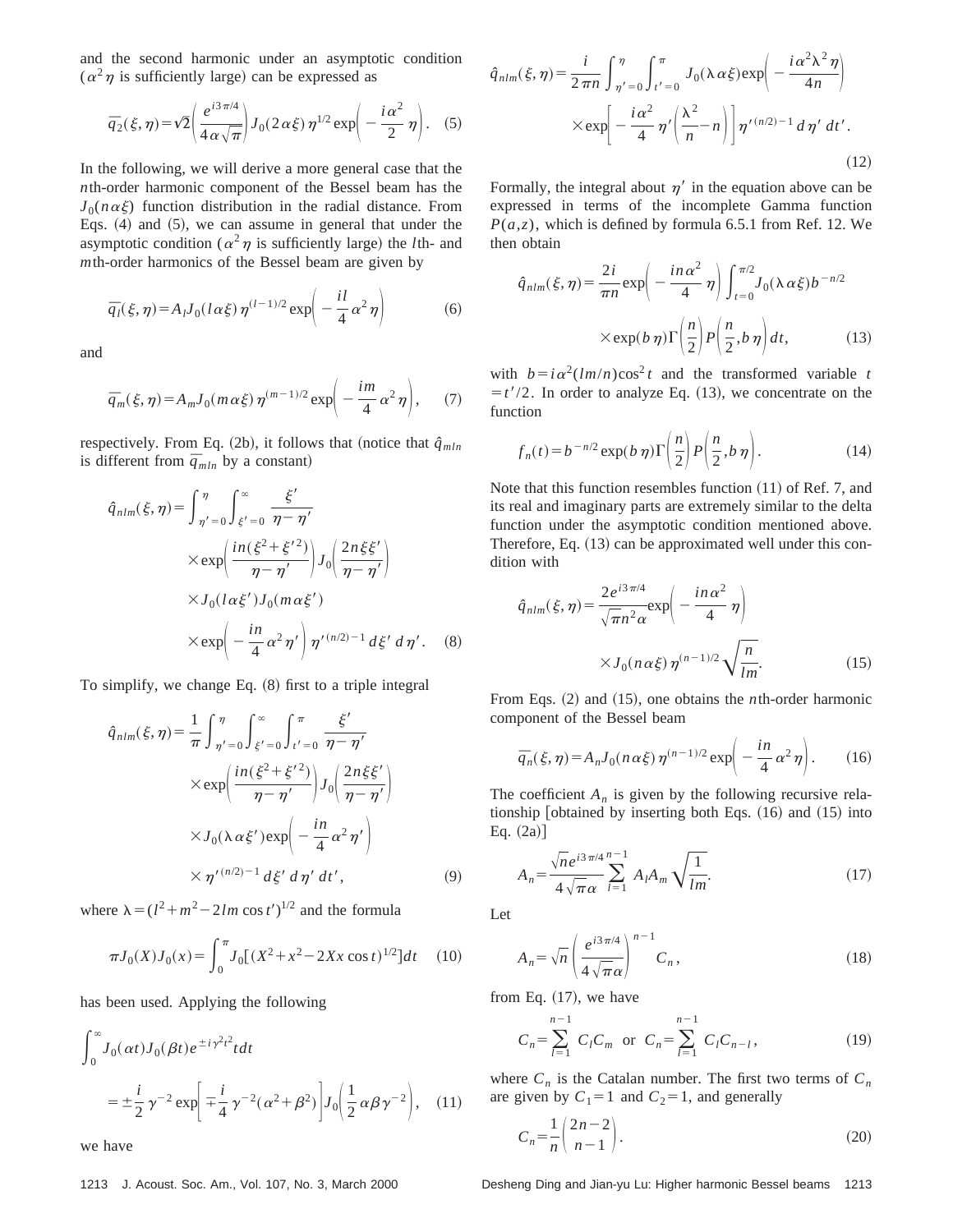and the second harmonic under an asymptotic condition ($\alpha^2\eta$ is sufficiently large) can be expressed as

$$\overline{q}_2(\xi,\eta)=\sqrt{2}\left(\frac{e^{i3\pi/4}}{4\alpha\sqrt{\pi}}\right)J_0(2\alpha\xi)\,\eta^{1/2}\exp\left(-\frac{i\alpha^2}{2}\,\eta\right). \quad (5)$$

In the following, we will derive a more general case that the $n$th-order harmonic component of the Bessel beam has the $J_0(n\alpha\xi)$ function distribution in the radial distance. From Eqs. (4) and (5), we can assume in general that under the asymptotic condition ($\alpha^2\eta$ is sufficiently large) the $l$th- and $m$th-order harmonics of the Bessel beam are given by

$$\overline{q}_l(\xi,\eta)=A_l J_0(l\alpha\xi)\,\eta^{(l-1)/2}\exp\left(-\frac{il}{4}\,\alpha^2\eta\right) \quad (6)$$

and

$$\overline{q}_m(\xi,\eta)=A_m J_0(m\alpha\xi)\,\eta^{(m-1)/2}\exp\left(-\frac{im}{4}\,\alpha^2\eta\right), \quad (7)$$

respectively. From Eq. (2b), it follows that (notice that $\hat{q}_{mln}$ is different from $\overline{q}_{mln}$ by a constant)

$$\begin{aligned}\hat{q}_{nlm}(\xi,\eta)=&\int_{\eta'=0}^{\eta}\int_{\xi'=0}^{\infty}\frac{\xi'}{\eta-\eta'}\\&\times\exp\left(\frac{in(\xi^2+\xi'^2)}{\eta-\eta'}\right)J_0\left(\frac{2n\xi\xi'}{\eta-\eta'}\right)\\&\times J_0(l\alpha\xi')J_0(m\alpha\xi')\\&\times\exp\left(-\frac{in}{4}\,\alpha^2\eta'\right)\eta'^{(n/2)-1}\,d\xi'\,d\eta'. \quad (8)\end{aligned}$$

To simplify, we change Eq. (8) first to a triple integral

$$\begin{aligned}\hat{q}_{nlm}(\xi,\eta)=&\frac{1}{\pi}\int_{\eta'=0}^{\eta}\int_{\xi'=0}^{\infty}\int_{t'=0}^{\pi}\frac{\xi'}{\eta-\eta'}\\&\times\exp\left(\frac{in(\xi^2+\xi'^2)}{\eta-\eta'}\right)J_0\left(\frac{2n\xi\xi'}{\eta-\eta'}\right)\\&\times J_0(\lambda\alpha\xi')\exp\left(-\frac{in}{4}\,\alpha^2\eta'\right)\\&\times\eta'^{(n/2)-1}\,d\xi'\,d\eta'\,dt', \quad (9)\end{aligned}$$

where $\lambda=(l^2+m^2-2lm\cos t')^{1/2}$ and the formula

$$\pi J_0(X)J_0(x)=\int_0^{\pi}J_0[(X^2+x^2-2Xx\cos t)^{1/2}]dt \quad (10)$$

has been used. Applying the following

$$\begin{aligned}&\int_0^{\infty}J_0(\alpha t)J_0(\beta t)e^{\pm i\gamma^2t^2}t\,dt\\&=\pm\frac{i}{2}\gamma^{-2}\exp\left[\mp\frac{i}{4}\gamma^{-2}(\alpha^2+\beta^2)\right]J_0\left(\frac{1}{2}\alpha\beta\gamma^{-2}\right), \quad (11)\end{aligned}$$

we have

$$\begin{aligned}\hat{q}_{nlm}(\xi,\eta)=&\frac{i}{2\pi n}\int_{\eta'=0}^{\eta}\int_{t'=0}^{\pi}J_0(\lambda\alpha\xi)\exp\left(-\frac{i\alpha^2\lambda^2\eta}{4n}\right)\\&\times\exp\left[-\frac{i\alpha^2}{4}\,\eta'\left(\frac{\lambda^2}{n}-n\right)\right]\eta'^{(n/2)-1}\,d\eta'\,dt'. \quad (12)\end{aligned}$$

Formally, the integral about $\eta'$ in the equation above can be expressed in terms of the incomplete Gamma function $P(a,z)$, which is defined by formula 6.5.1 from Ref. 12. We then obtain

$$\begin{aligned}\hat{q}_{nlm}(\xi,\eta)=&\frac{2i}{\pi n}\exp\left(-\frac{in\alpha^2}{4}\,\eta\right)\int_{t=0}^{\pi/2}J_0(\lambda\alpha\xi)b^{-n/2}\\&\times\exp(b\eta)\Gamma\left(\frac{n}{2}\right)P\left(\frac{n}{2},b\eta\right)dt, \quad (13)\end{aligned}$$

with $b=i\alpha^2(lm/n)\cos^2 t$ and the transformed variable $t=t'/2$. In order to analyze Eq. (13), we concentrate on the function

$$f_n(t)=b^{-n/2}\exp(b\eta)\Gamma\left(\frac{n}{2}\right)P\left(\frac{n}{2},b\eta\right). \quad (14)$$

Note that this function resembles function (11) of Ref. 7, and its real and imaginary parts are extremely similar to the delta function under the asymptotic condition mentioned above. Therefore, Eq. (13) can be approximated well under this condition with

$$\begin{aligned}\hat{q}_{nlm}(\xi,\eta)=&\frac{2e^{i3\pi/4}}{\sqrt{\pi}n^2\alpha}\exp\left(-\frac{in\alpha^2}{4}\,\eta\right)\\&\times J_0(n\alpha\xi)\,\eta^{(n-1)/2}\sqrt{\frac{n}{lm}}. \quad (15)\end{aligned}$$

From Eqs. (2) and (15), one obtains the $n$th-order harmonic component of the Bessel beam

$$\overline{q}_n(\xi,\eta)=A_nJ_0(n\alpha\xi)\,\eta^{(n-1)/2}\exp\left(-\frac{in}{4}\,\alpha^2\eta\right). \quad (16)$$

The coefficient $A_n$ is given by the following recursive relationship [obtained by inserting both Eqs. (16) and (15) into Eq. (2a)]

$$A_n=\frac{\sqrt{n}e^{i3\pi/4}}{4\sqrt{\pi}\alpha}\sum_{l=1}^{n-1}A_lA_m\sqrt{\frac{1}{lm}}. \quad (17)$$

Let

$$A_n=\sqrt{n}\left(\frac{e^{i3\pi/4}}{4\sqrt{\pi}\alpha}\right)^{n-1}C_n, \quad (18)$$

from Eq. (17), we have

$$C_n=\sum_{l=1}^{n-1}C_lC_m\ \text{ or }\ C_n=\sum_{l=1}^{n-1}C_lC_{n-l}, \quad (19)$$

where $C_n$ is the Catalan number. The first two terms of $C_n$ are given by $C_1=1$ and $C_2=1$, and generally

$$C_n=\frac{1}{n}\binom{2n-2}{n-1}. \quad (20)$$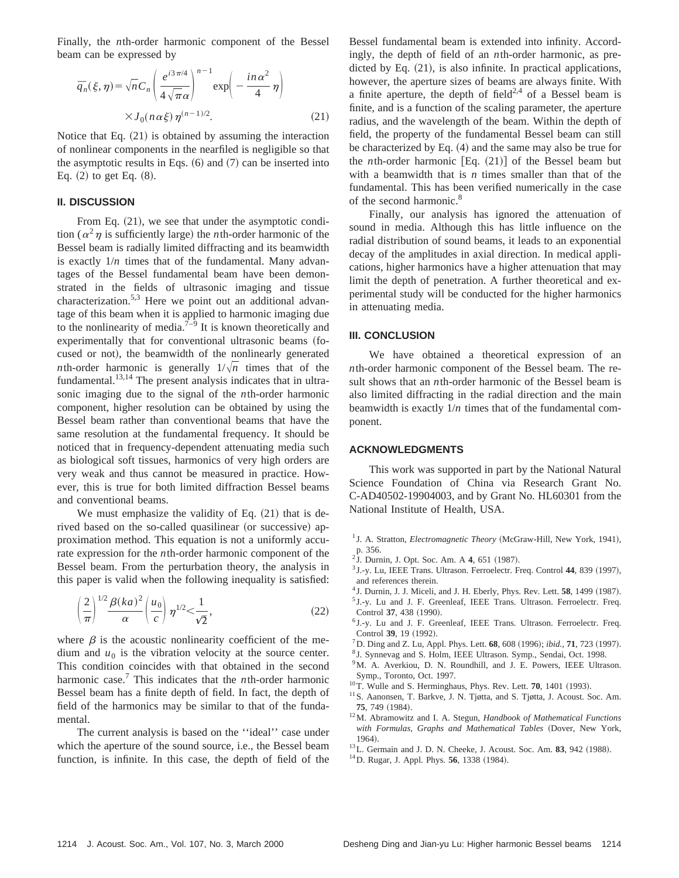Finally, the $n$th-order harmonic component of the Bessel beam can be expressed by

$$\overline{q}_n(\xi,\eta) = \sqrt{n} C_n \left( \frac{e^{i3\pi/4}}{4\sqrt{\pi\alpha}} \right)^{n-1} \exp\left( -\frac{in\alpha^2}{4}\eta \right) \times J_0(n\alpha\xi)\,\eta^{(n-1)/2}. \tag{21}$$

Notice that Eq. (21) is obtained by assuming the interaction of nonlinear components in the nearfiled is negligible so that the asymptotic results in Eqs. (6) and (7) can be inserted into Eq. (2) to get Eq. (8).

## II. DISCUSSION

From Eq. (21), we see that under the asymptotic condition ($\alpha^2\eta$ is sufficiently large) the $n$th-order harmonic of the Bessel beam is radially limited diffracting and its beamwidth is exactly $1/n$ times that of the fundamental. Many advantages of the Bessel fundamental beam have been demonstrated in the fields of ultrasonic imaging and tissue characterization.[5,3] Here we point out an additional advantage of this beam when it is applied to harmonic imaging due to the nonlinearity of media.[7–9] It is known theoretically and experimentally that for conventional ultrasonic beams (focused or not), the beamwidth of the nonlinearly generated $n$th-order harmonic is generally $1/\sqrt{n}$ times that of the fundamental.[13,14] The present analysis indicates that in ultrasonic imaging due to the signal of the $n$th-order harmonic component, higher resolution can be obtained by using the Bessel beam rather than conventional beams that have the same resolution at the fundamental frequency. It should be noticed that in frequency-dependent attenuating media such as biological soft tissues, harmonics of very high orders are very weak and thus cannot be measured in practice. However, this is true for both limited diffraction Bessel beams and conventional beams.

We must emphasize the validity of Eq. (21) that is derived based on the so-called quasilinear (or successive) approximation method. This equation is not a uniformly accurate expression for the $n$th-order harmonic component of the Bessel beam. From the perturbation theory, the analysis in this paper is valid when the following inequality is satisfied:

$$\left(\frac{2}{\pi}\right)^{1/2} \frac{\beta(ka)^2}{\alpha} \left(\frac{u_0}{c}\right) \eta^{1/2} < \frac{1}{\sqrt{2}}, \tag{22}$$

where $\beta$ is the acoustic nonlinearity coefficient of the medium and $u_0$ is the vibration velocity at the source center. This condition coincides with that obtained in the second harmonic case.[7] This indicates that the $n$th-order harmonic Bessel beam has a finite depth of field. In fact, the depth of field of the harmonics may be similar to that of the fundamental.

The current analysis is based on the ''ideal'' case under which the aperture of the sound source, i.e., the Bessel beam function, is infinite. In this case, the depth of field of the Bessel fundamental beam is extended into infinity. Accordingly, the depth of field of an $n$th-order harmonic, as predicted by Eq. (21), is also infinite. In practical applications, however, the aperture sizes of beams are always finite. With a finite aperture, the depth of field[2,4] of a Bessel beam is finite, and is a function of the scaling parameter, the aperture radius, and the wavelength of the beam. Within the depth of field, the property of the fundamental Bessel beam can still be characterized by Eq. (4) and the same may also be true for the $n$th-order harmonic [Eq. (21)] of the Bessel beam but with a beamwidth that is $n$ times smaller than that of the fundamental. This has been verified numerically in the case of the second harmonic.[8]

Finally, our analysis has ignored the attenuation of sound in media. Although this has little influence on the radial distribution of sound beams, it leads to an exponential decay of the amplitudes in axial direction. In medical applications, higher harmonics have a higher attenuation that may limit the depth of penetration. A further theoretical and experimental study will be conducted for the higher harmonics in attenuating media.

## III. CONCLUSION

We have obtained a theoretical expression of an $n$th-order harmonic component of the Bessel beam. The result shows that an $n$th-order harmonic of the Bessel beam is also limited diffracting in the radial direction and the main beamwidth is exactly $1/n$ times that of the fundamental component.

## ACKNOWLEDGMENTS

This work was supported in part by the National Natural Science Foundation of China via Research Grant No. C-AD40502-19904003, and by Grant No. HL60301 from the National Institute of Health, USA.

[1] J. A. Stratton, *Electromagnetic Theory* (McGraw-Hill, New York, 1941), p. 356.
[2] J. Durnin, J. Opt. Soc. Am. A **4**, 651 (1987).
[3] J.-y. Lu, IEEE Trans. Ultrason. Ferroelectr. Freq. Control **44**, 839 (1997), and references therein.
[4] J. Durnin, J. J. Miceli, and J. H. Eberly, Phys. Rev. Lett. **58**, 1499 (1987).
[5] J.-y. Lu and J. F. Greenleaf, IEEE Trans. Ultrason. Ferroelectr. Freq. Control **37**, 438 (1990).
[6] J.-y. Lu and J. F. Greenleaf, IEEE Trans. Ultrason. Ferroelectr. Freq. Control **39**, 19 (1992).
[7] D. Ding and Z. Lu, Appl. Phys. Lett. **68**, 608 (1996); *ibid.*, **71**, 723 (1997).
[8] J. Synnevag and S. Holm, IEEE Ultrason. Symp., Sendai, Oct. 1998.
[9] M. A. Averkiou, D. N. Roundhill, and J. E. Powers, IEEE Ultrason. Symp., Toronto, Oct. 1997.
[10] T. Wulle and S. Herminghaus, Phys. Rev. Lett. **70**, 1401 (1993).
[11] S. Aanonsen, T. Barkve, J. N. Tjøtta, and S. Tjøtta, J. Acoust. Soc. Am. **75**, 749 (1984).
[12] M. Abramowitz and I. A. Stegun, *Handbook of Mathematical Functions with Formulas, Graphs and Mathematical Tables* (Dover, New York, 1964).
[13] L. Germain and J. D. N. Cheeke, J. Acoust. Soc. Am. **83**, 942 (1988).
[14] D. Rugar, J. Appl. Phys. **56**, 1338 (1984).